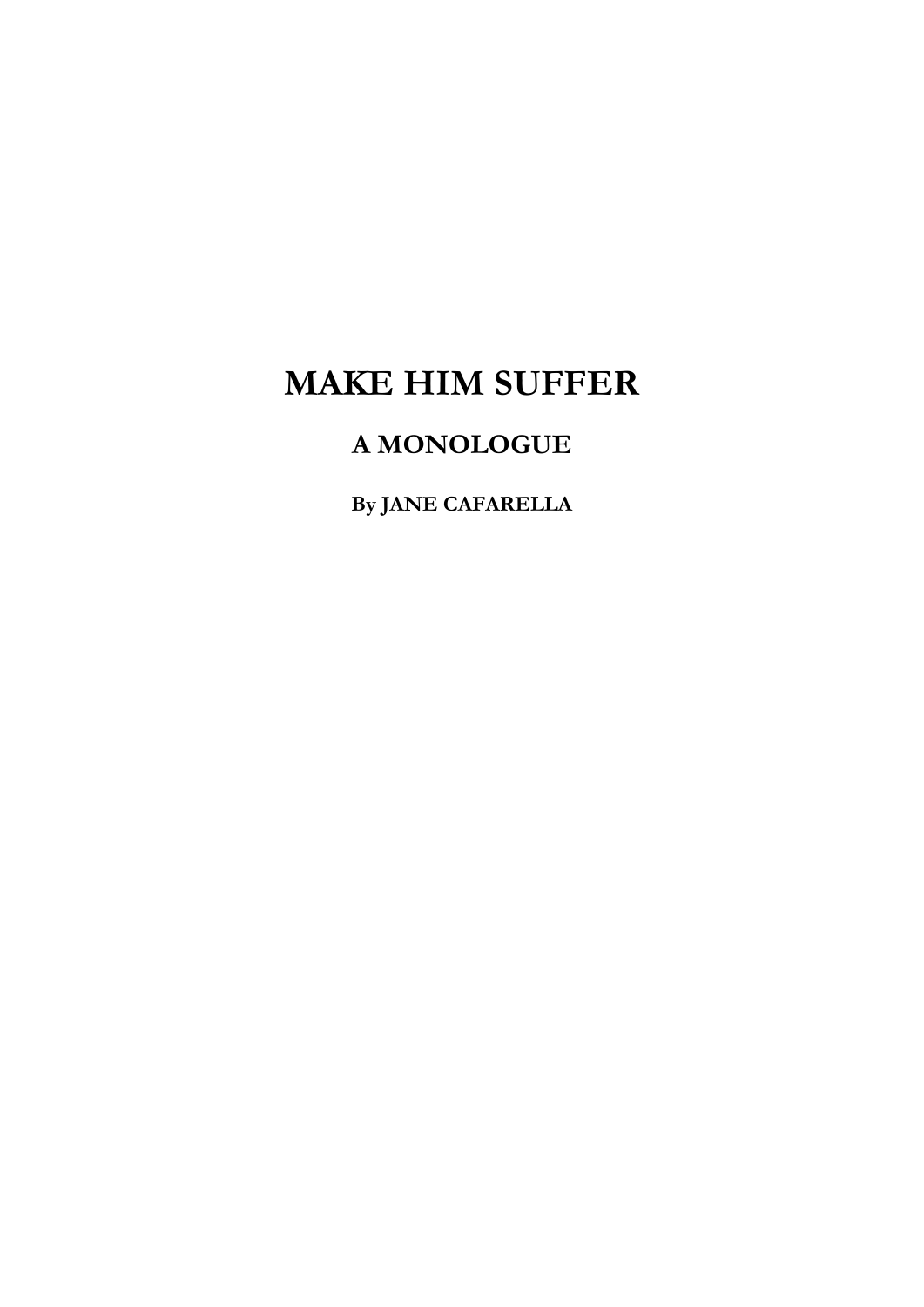# MAKE HIM SUFFER

## A MONOLOGUE

**By JANE CAFARELLA**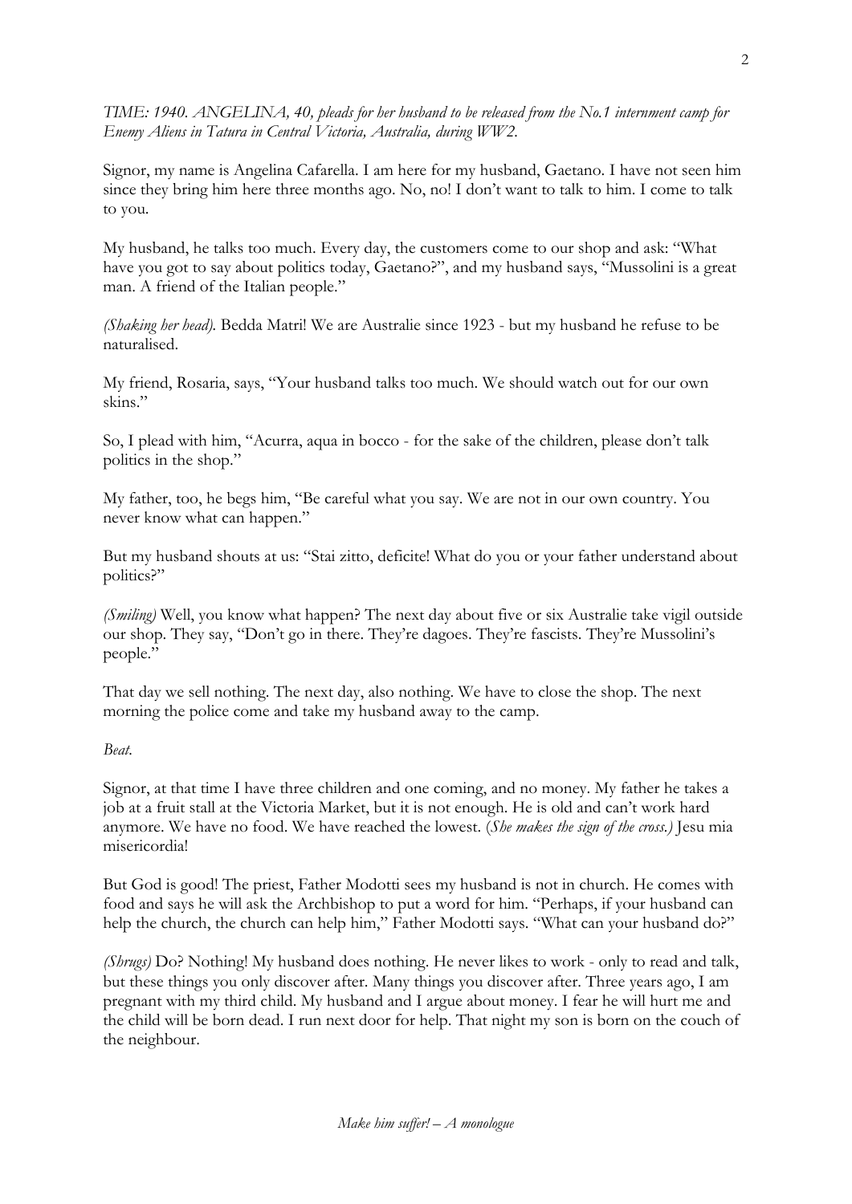*TIME: 1940. ANGELINA, 40, pleads for her husband to be released from the No.1 internment camp for Enemy Aliens in Tatura in Central Victoria, Australia, during WW2.*

Signor, my name is Angelina Cafarella. I am here for my husband, Gaetano. I have not seen him since they bring him here three months ago. No, no! I don't want to talk to him. I come to talk to you.

My husband, he talks too much. Every day, the customers come to our shop and ask: "What have you got to say about politics today, Gaetano?", and my husband says, "Mussolini is a great man. A friend of the Italian people."

*(Shaking her head).* Bedda Matri! We are Australie since 1923 - but my husband he refuse to be naturalised.

My friend, Rosaria, says, "Your husband talks too much. We should watch out for our own skins."

So, I plead with him, "Acurra, aqua in bocco - for the sake of the children, please don't talk politics in the shop."

My father, too, he begs him, "Be careful what you say. We are not in our own country. You never know what can happen."

But my husband shouts at us: "Stai zitto, deficite! What do you or your father understand about politics?"

*(Smiling)* Well, you know what happen? The next day about five or six Australie take vigil outside our shop. They say, "Don't go in there. They're dagoes. They're fascists. They're Mussolini's people."

That day we sell nothing. The next day, also nothing. We have to close the shop. The next morning the police come and take my husband away to the camp.

*Beat.*

Signor, at that time I have three children and one coming, and no money. My father he takes a job at a fruit stall at the Victoria Market, but it is not enough. He is old and can't work hard anymore. We have no food. We have reached the lowest. (*She makes the sign of the cross.)* Jesu mia misericordia!

But God is good! The priest, Father Modotti sees my husband is not in church. He comes with food and says he will ask the Archbishop to put a word for him. "Perhaps, if your husband can help the church, the church can help him," Father Modotti says. "What can your husband do?"

*(Shrugs)* Do? Nothing! My husband does nothing. He never likes to work - only to read and talk, but these things you only discover after. Many things you discover after. Three years ago, I am pregnant with my third child. My husband and I argue about money. I fear he will hurt me and the child will be born dead. I run next door for help. That night my son is born on the couch of the neighbour.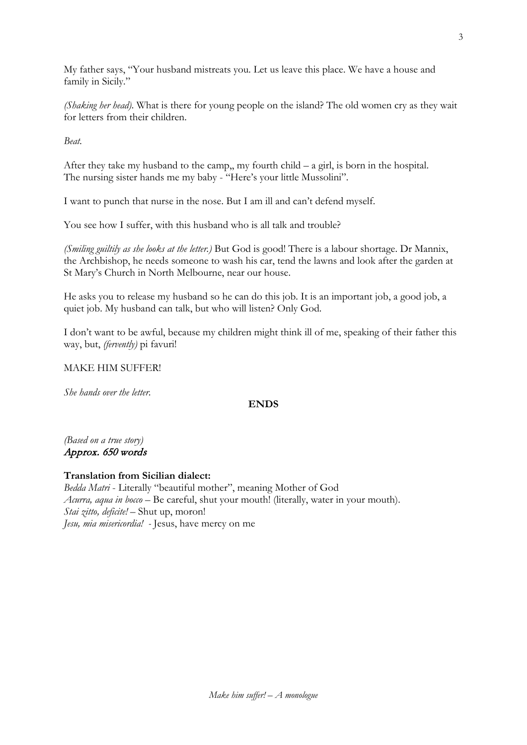My father says, "Your husband mistreats you. Let us leave this place. We have a house and family in Sicily."

*(Shaking her head).* What is there for young people on the island? The old women cry as they wait for letters from their children.

*Beat.*

After they take my husband to the camp,, my fourth child – a girl, is born in the hospital. The nursing sister hands me my baby - "Here's your little Mussolini".

I want to punch that nurse in the nose. But I am ill and can't defend myself.

You see how I suffer, with this husband who is all talk and trouble?

*(Smiling guiltily as she looks at the letter.)* But God is good! There is a labour shortage. Dr Mannix, the Archbishop, he needs someone to wash his car, tend the lawns and look after the garden at St Mary's Church in North Melbourne, near our house.

He asks you to release my husband so he can do this job. It is an important job, a good job, a quiet job. My husband can talk, but who will listen? Only God.

I don't want to be awful, because my children might think ill of me, speaking of their father this way, but, *(fervently)* pi favuri!

MAKE HIM SUFFER!

*She hands over the letter.*

**ENDS**

*(Based on a true story)*
*Approx. 650 words*

**Translation from Sicilian dialect:**
*Bedda Matri* - Literally "beautiful mother", meaning Mother of God
*Acurra, aqua in bocco* – Be careful, shut your mouth! (literally, water in your mouth).
*Stai zitto, deficite!* – Shut up, moron!
*Jesu, mia misericordia!* - Jesus, have mercy on me